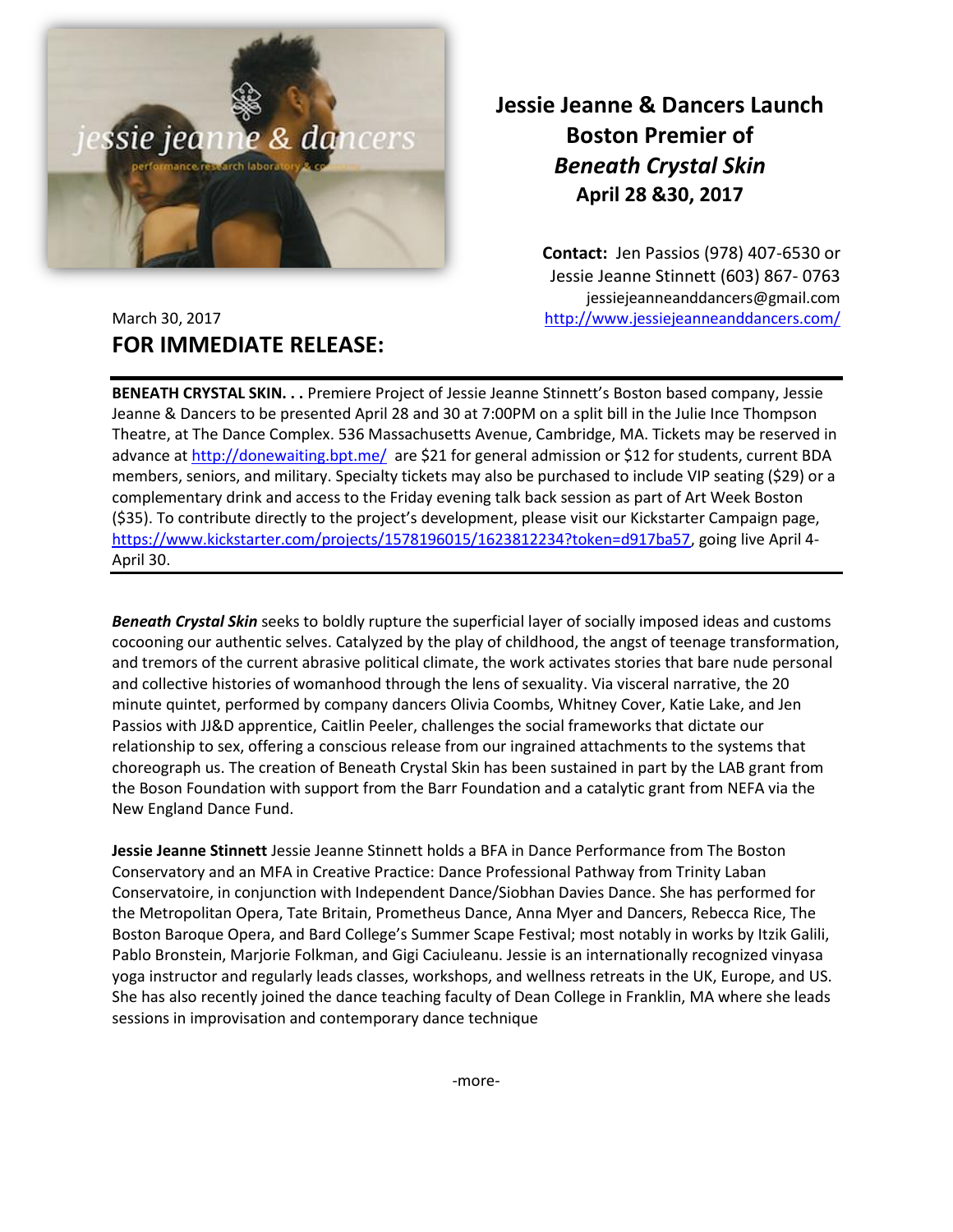# Jessie Jeanne & Dancers Launch Boston Premier of *Beneath Crystal Skin* April 28 &30, 2017

**Contact:** Jen Passios (978) 407-6530 or Jessie Jeanne Stinnett (603) 867- 0763
jessiejeanneanddancers@gmail.com
http://www.jessiejeanneanddancers.com/

March 30, 2017

## FOR IMMEDIATE RELEASE:

**BENEATH CRYSTAL SKIN. . .** Premiere Project of Jessie Jeanne Stinnett's Boston based company, Jessie Jeanne & Dancers to be presented April 28 and 30 at 7:00PM on a split bill in the Julie Ince Thompson Theatre, at The Dance Complex. 536 Massachusetts Avenue, Cambridge, MA. Tickets may be reserved in advance at http://donewaiting.bpt.me/ are $21 for general admission or $12 for students, current BDA members, seniors, and military. Specialty tickets may also be purchased to include VIP seating ($29) or a complementary drink and access to the Friday evening talk back session as part of Art Week Boston ($35). To contribute directly to the project's development, please visit our Kickstarter Campaign page, https://www.kickstarter.com/projects/1578196015/1623812234?token=d917ba57, going live April 4-April 30.

***Beneath Crystal Skin*** seeks to boldly rupture the superficial layer of socially imposed ideas and customs cocooning our authentic selves. Catalyzed by the play of childhood, the angst of teenage transformation, and tremors of the current abrasive political climate, the work activates stories that bare nude personal and collective histories of womanhood through the lens of sexuality. Via visceral narrative, the 20 minute quintet, performed by company dancers Olivia Coombs, Whitney Cover, Katie Lake, and Jen Passios with JJ&D apprentice, Caitlin Peeler, challenges the social frameworks that dictate our relationship to sex, offering a conscious release from our ingrained attachments to the systems that choreograph us. The creation of Beneath Crystal Skin has been sustained in part by the LAB grant from the Boson Foundation with support from the Barr Foundation and a catalytic grant from NEFA via the New England Dance Fund.

**Jessie Jeanne Stinnett** Jessie Jeanne Stinnett holds a BFA in Dance Performance from The Boston Conservatory and an MFA in Creative Practice: Dance Professional Pathway from Trinity Laban Conservatoire, in conjunction with Independent Dance/Siobhan Davies Dance. She has performed for the Metropolitan Opera, Tate Britain, Prometheus Dance, Anna Myer and Dancers, Rebecca Rice, The Boston Baroque Opera, and Bard College's Summer Scape Festival; most notably in works by Itzik Galili, Pablo Bronstein, Marjorie Folkman, and Gigi Caciuleanu. Jessie is an internationally recognized vinyasa yoga instructor and regularly leads classes, workshops, and wellness retreats in the UK, Europe, and US. She has also recently joined the dance teaching faculty of Dean College in Franklin, MA where she leads sessions in improvisation and contemporary dance technique

-more-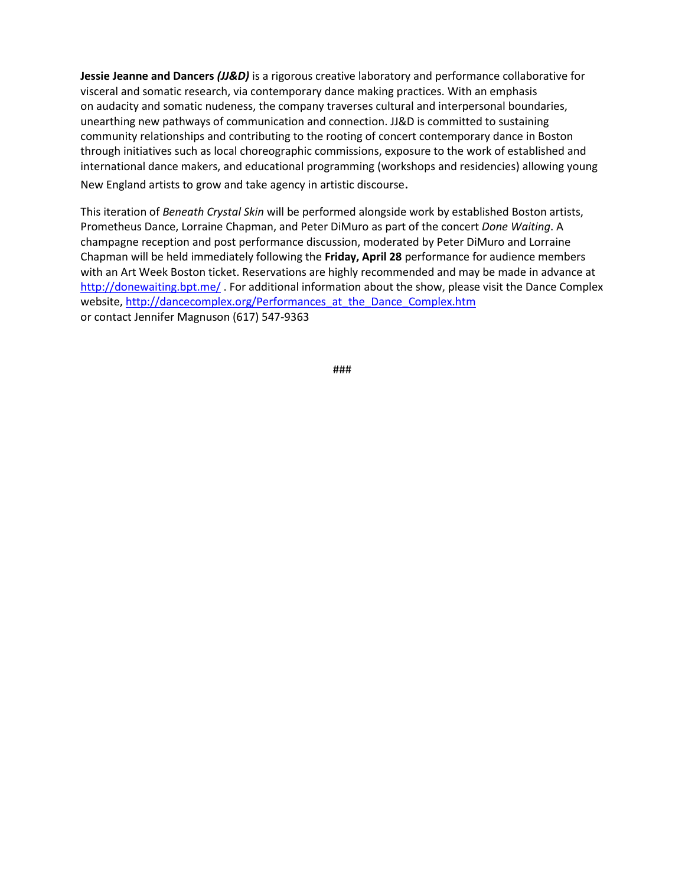**Jessie Jeanne and Dancers *(JJ&D)*** is a rigorous creative laboratory and performance collaborative for visceral and somatic research, via contemporary dance making practices. With an emphasis on audacity and somatic nudeness, the company traverses cultural and interpersonal boundaries, unearthing new pathways of communication and connection. JJ&D is committed to sustaining community relationships and contributing to the rooting of concert contemporary dance in Boston through initiatives such as local choreographic commissions, exposure to the work of established and international dance makers, and educational programming (workshops and residencies) allowing young New England artists to grow and take agency in artistic discourse.

This iteration of *Beneath Crystal Skin* will be performed alongside work by established Boston artists, Prometheus Dance, Lorraine Chapman, and Peter DiMuro as part of the concert *Done Waiting*. A champagne reception and post performance discussion, moderated by Peter DiMuro and Lorraine Chapman will be held immediately following the **Friday, April 28** performance for audience members with an Art Week Boston ticket. Reservations are highly recommended and may be made in advance at [http://donewaiting.bpt.me/](http://donewaiting.bpt.me/) . For additional information about the show, please visit the Dance Complex website, [http://dancecomplex.org/Performances_at_the_Dance_Complex.htm](http://dancecomplex.org/Performances_at_the_Dance_Complex.htm)
or contact Jennifer Magnuson (617) 547-9363

###